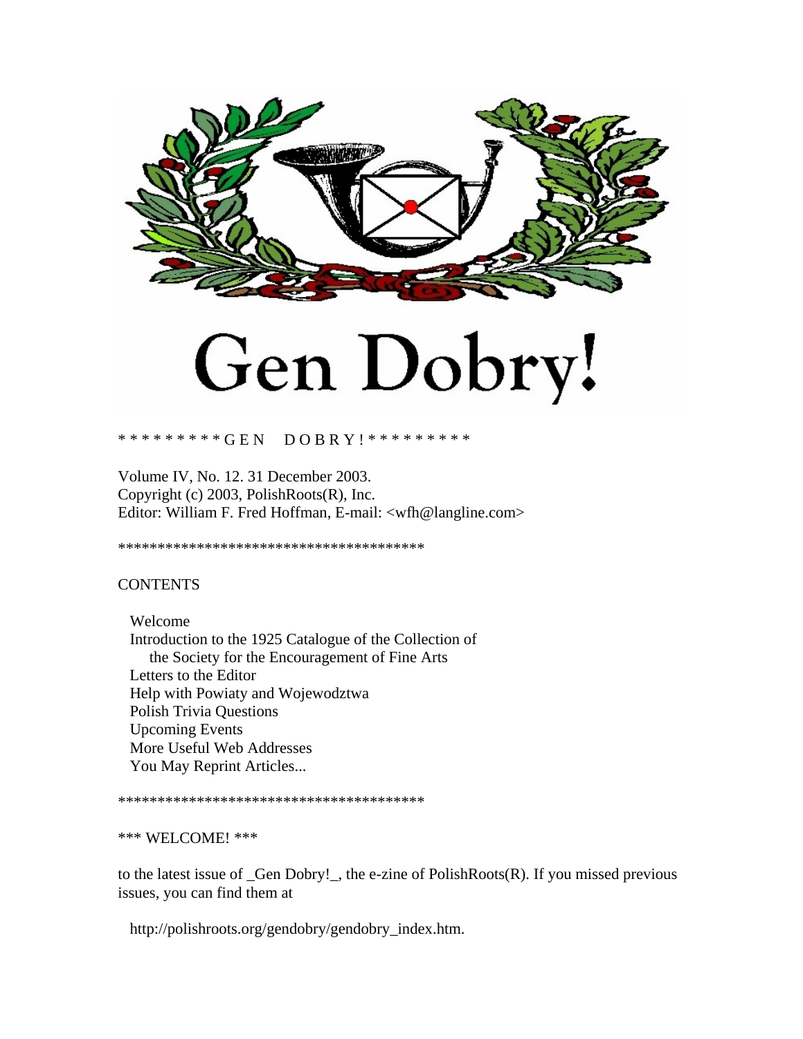# Gen Dobry!

\* \* \* \* \* \* \* \* \* G E N   D O B R Y ! \* \* \* \* \* \* \* \* \*

Volume IV, No. 12. 31 December 2003.
Copyright (c) 2003, PolishRoots(R), Inc.
Editor: William F. Fred Hoffman, E-mail: <wfh@langline.com>

\*\*\*\*\*\*\*\*\*\*\*\*\*\*\*\*\*\*\*\*\*\*\*\*\*\*\*\*\*\*\*\*\*\*\*\*\*\*\*\*

CONTENTS

- Welcome
- Introduction to the 1925 Catalogue of the Collection of
  the Society for the Encouragement of Fine Arts
- Letters to the Editor
- Help with Powiaty and Wojewodztwa
- Polish Trivia Questions
- Upcoming Events
- More Useful Web Addresses
- You May Reprint Articles...

\*\*\*\*\*\*\*\*\*\*\*\*\*\*\*\*\*\*\*\*\*\*\*\*\*\*\*\*\*\*\*\*\*\*\*\*\*\*\*\*

\*\*\* WELCOME! \*\*\*

to the latest issue of _Gen Dobry!_, the e-zine of PolishRoots(R). If you missed previous issues, you can find them at

http://polishroots.org/gendobry/gendobry_index.htm.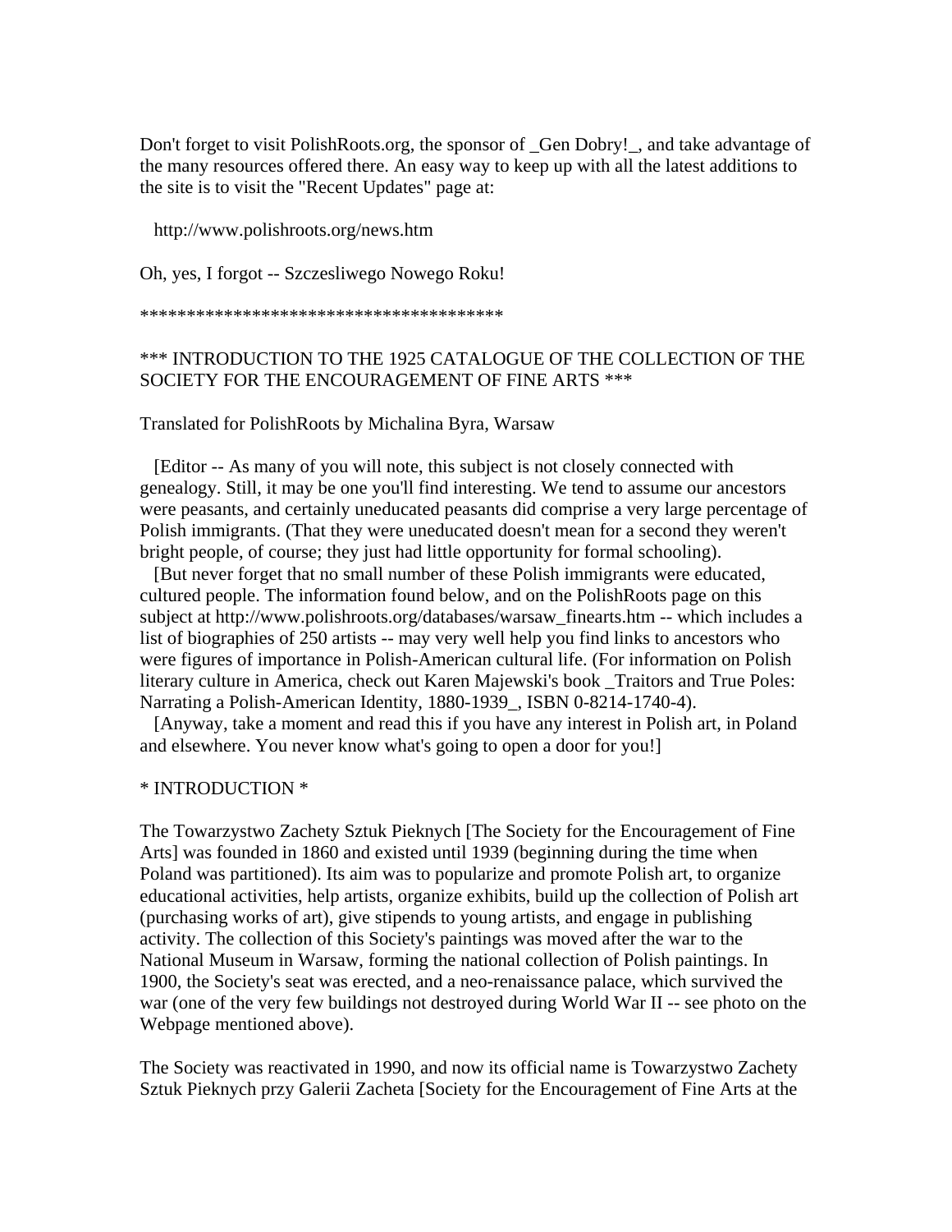Don't forget to visit PolishRoots.org, the sponsor of _Gen Dobry!_, and take advantage of the many resources offered there. An easy way to keep up with all the latest additions to the site is to visit the "Recent Updates" page at:

http://www.polishroots.org/news.htm

Oh, yes, I forgot -- Szczesliwego Nowego Roku!

****************************************

*** INTRODUCTION TO THE 1925 CATALOGUE OF THE COLLECTION OF THE SOCIETY FOR THE ENCOURAGEMENT OF FINE ARTS ***

Translated for PolishRoots by Michalina Byra, Warsaw

[Editor -- As many of you will note, this subject is not closely connected with genealogy. Still, it may be one you'll find interesting. We tend to assume our ancestors were peasants, and certainly uneducated peasants did comprise a very large percentage of Polish immigrants. (That they were uneducated doesn't mean for a second they weren't bright people, of course; they just had little opportunity for formal schooling).

[But never forget that no small number of these Polish immigrants were educated, cultured people. The information found below, and on the PolishRoots page on this subject at http://www.polishroots.org/databases/warsaw_finearts.htm -- which includes a list of biographies of 250 artists -- may very well help you find links to ancestors who were figures of importance in Polish-American cultural life. (For information on Polish literary culture in America, check out Karen Majewski's book _Traitors and True Poles: Narrating a Polish-American Identity, 1880-1939_, ISBN 0-8214-1740-4).

[Anyway, take a moment and read this if you have any interest in Polish art, in Poland and elsewhere. You never know what's going to open a door for you!]

* INTRODUCTION *

The Towarzystwo Zachety Sztuk Pieknych [The Society for the Encouragement of Fine Arts] was founded in 1860 and existed until 1939 (beginning during the time when Poland was partitioned). Its aim was to popularize and promote Polish art, to organize educational activities, help artists, organize exhibits, build up the collection of Polish art (purchasing works of art), give stipends to young artists, and engage in publishing activity. The collection of this Society's paintings was moved after the war to the National Museum in Warsaw, forming the national collection of Polish paintings. In 1900, the Society's seat was erected, and a neo-renaissance palace, which survived the war (one of the very few buildings not destroyed during World War II -- see photo on the Webpage mentioned above).

The Society was reactivated in 1990, and now its official name is Towarzystwo Zachety Sztuk Pieknych przy Galerii Zacheta [Society for the Encouragement of Fine Arts at the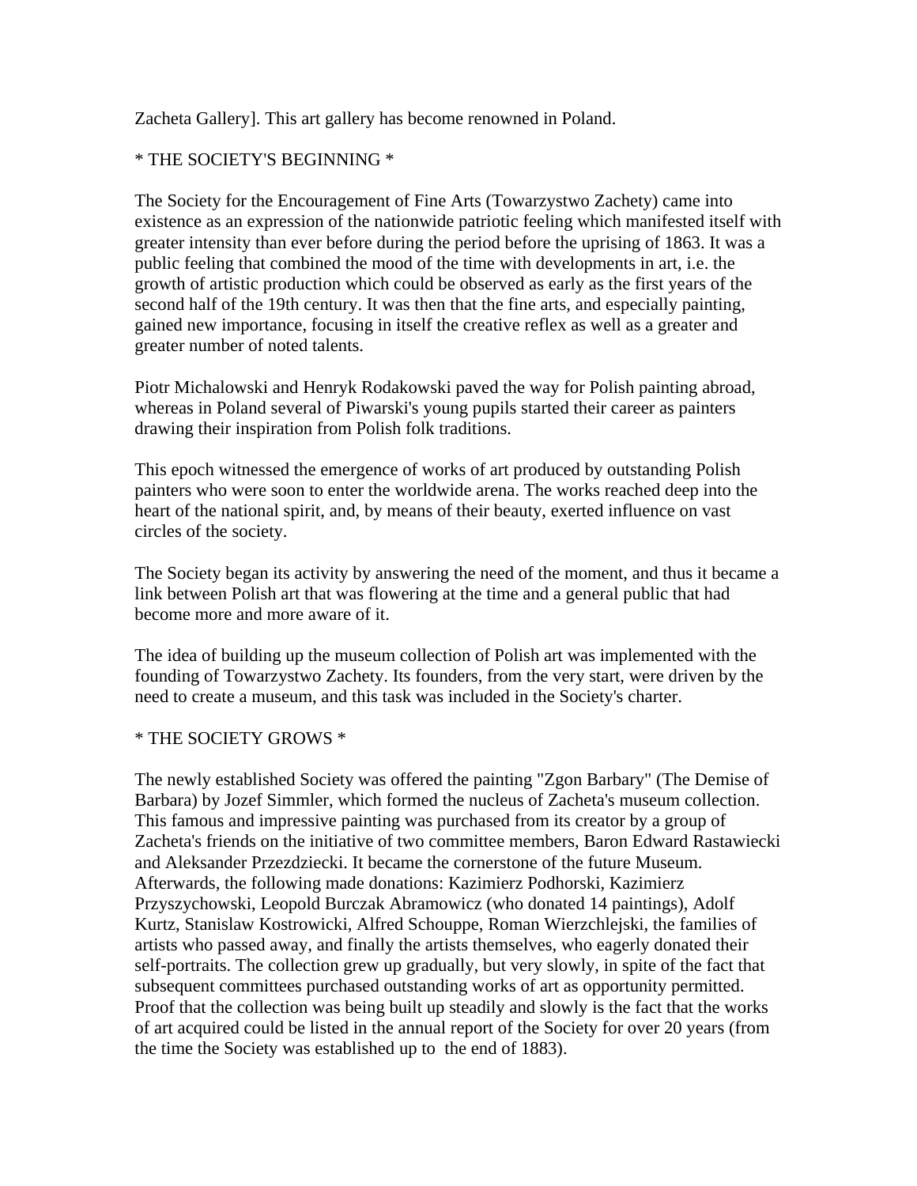Zacheta Gallery]. This art gallery has become renowned in Poland.

* THE SOCIETY'S BEGINNING *

The Society for the Encouragement of Fine Arts (Towarzystwo Zachety) came into existence as an expression of the nationwide patriotic feeling which manifested itself with greater intensity than ever before during the period before the uprising of 1863. It was a public feeling that combined the mood of the time with developments in art, i.e. the growth of artistic production which could be observed as early as the first years of the second half of the 19th century. It was then that the fine arts, and especially painting, gained new importance, focusing in itself the creative reflex as well as a greater and greater number of noted talents.

Piotr Michalowski and Henryk Rodakowski paved the way for Polish painting abroad, whereas in Poland several of Piwarski's young pupils started their career as painters drawing their inspiration from Polish folk traditions.

This epoch witnessed the emergence of works of art produced by outstanding Polish painters who were soon to enter the worldwide arena. The works reached deep into the heart of the national spirit, and, by means of their beauty, exerted influence on vast circles of the society.

The Society began its activity by answering the need of the moment, and thus it became a link between Polish art that was flowering at the time and a general public that had become more and more aware of it.

The idea of building up the museum collection of Polish art was implemented with the founding of Towarzystwo Zachety. Its founders, from the very start, were driven by the need to create a museum, and this task was included in the Society's charter.

* THE SOCIETY GROWS *

The newly established Society was offered the painting "Zgon Barbary" (The Demise of Barbara) by Jozef Simmler, which formed the nucleus of Zacheta's museum collection. This famous and impressive painting was purchased from its creator by a group of Zacheta's friends on the initiative of two committee members, Baron Edward Rastawiecki and Aleksander Przezdziecki. It became the cornerstone of the future Museum. Afterwards, the following made donations: Kazimierz Podhorski, Kazimierz Przyszychowski, Leopold Burczak Abramowicz (who donated 14 paintings), Adolf Kurtz, Stanislaw Kostrowicki, Alfred Schouppe, Roman Wierzchlejski, the families of artists who passed away, and finally the artists themselves, who eagerly donated their self-portraits. The collection grew up gradually, but very slowly, in spite of the fact that subsequent committees purchased outstanding works of art as opportunity permitted. Proof that the collection was being built up steadily and slowly is the fact that the works of art acquired could be listed in the annual report of the Society for over 20 years (from the time the Society was established up to the end of 1883).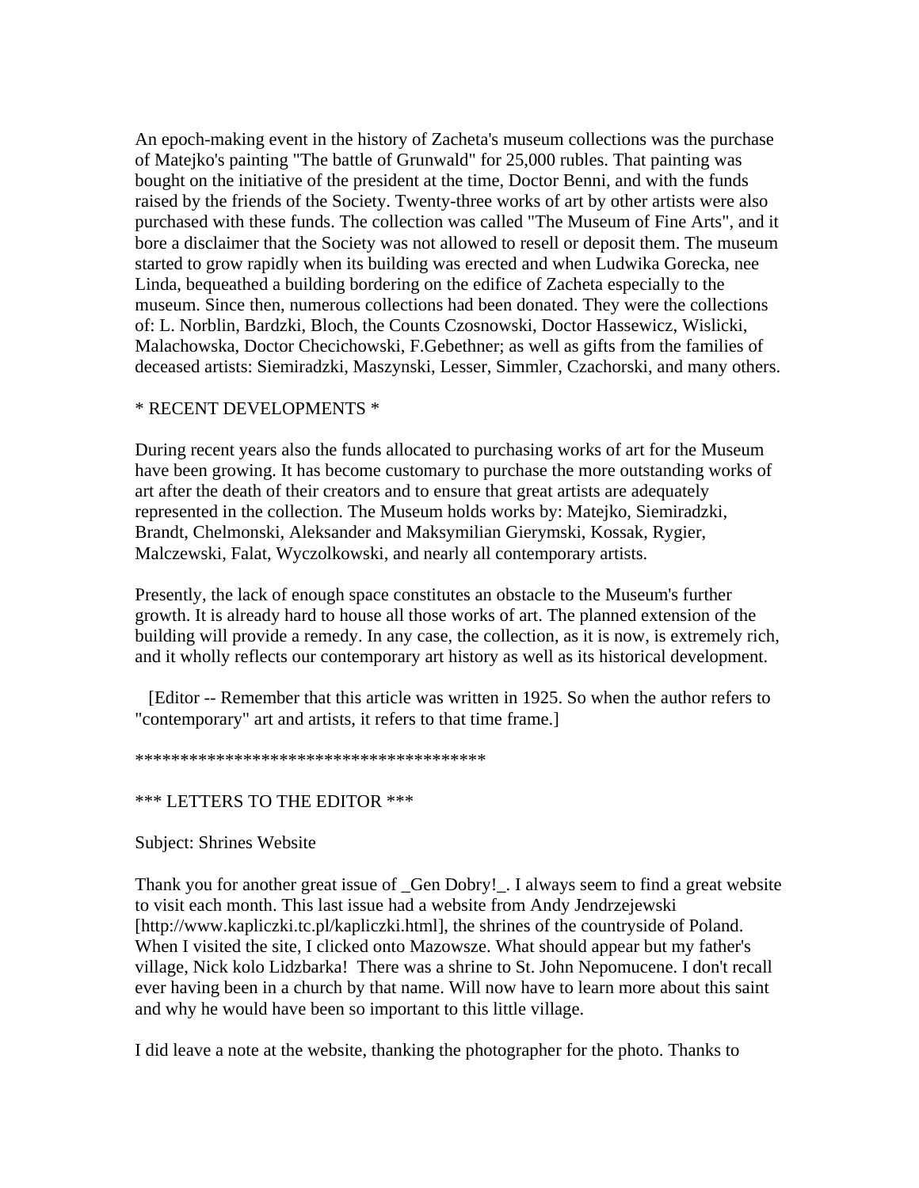An epoch-making event in the history of Zacheta's museum collections was the purchase of Matejko's painting "The battle of Grunwald" for 25,000 rubles. That painting was bought on the initiative of the president at the time, Doctor Benni, and with the funds raised by the friends of the Society. Twenty-three works of art by other artists were also purchased with these funds. The collection was called "The Museum of Fine Arts", and it bore a disclaimer that the Society was not allowed to resell or deposit them. The museum started to grow rapidly when its building was erected and when Ludwika Gorecka, nee Linda, bequeathed a building bordering on the edifice of Zacheta especially to the museum. Since then, numerous collections had been donated. They were the collections of: L. Norblin, Bardzki, Bloch, the Counts Czosnowski, Doctor Hassewicz, Wislicki, Malachowska, Doctor Checichowski, F.Gebethner; as well as gifts from the families of deceased artists: Siemiradzki, Maszynski, Lesser, Simmler, Czachorski, and many others.

\* RECENT DEVELOPMENTS *

During recent years also the funds allocated to purchasing works of art for the Museum have been growing. It has become customary to purchase the more outstanding works of art after the death of their creators and to ensure that great artists are adequately represented in the collection. The Museum holds works by: Matejko, Siemiradzki, Brandt, Chelmonski, Aleksander and Maksymilian Gierymski, Kossak, Rygier, Malczewski, Falat, Wyczolkowski, and nearly all contemporary artists.

Presently, the lack of enough space constitutes an obstacle to the Museum's further growth. It is already hard to house all those works of art. The planned extension of the building will provide a remedy. In any case, the collection, as it is now, is extremely rich, and it wholly reflects our contemporary art history as well as its historical development.

[Editor -- Remember that this article was written in 1925. So when the author refers to "contemporary" art and artists, it refers to that time frame.]

\*****************************************

\*** LETTERS TO THE EDITOR ***

Subject: Shrines Website

Thank you for another great issue of _Gen Dobry!_. I always seem to find a great website to visit each month. This last issue had a website from Andy Jendrzejewski [http://www.kapliczki.tc.pl/kapliczki.html], the shrines of the countryside of Poland. When I visited the site, I clicked onto Mazowsze. What should appear but my father's village, Nick kolo Lidzbarka! There was a shrine to St. John Nepomucene. I don't recall ever having been in a church by that name. Will now have to learn more about this saint and why he would have been so important to this little village.

I did leave a note at the website, thanking the photographer for the photo. Thanks to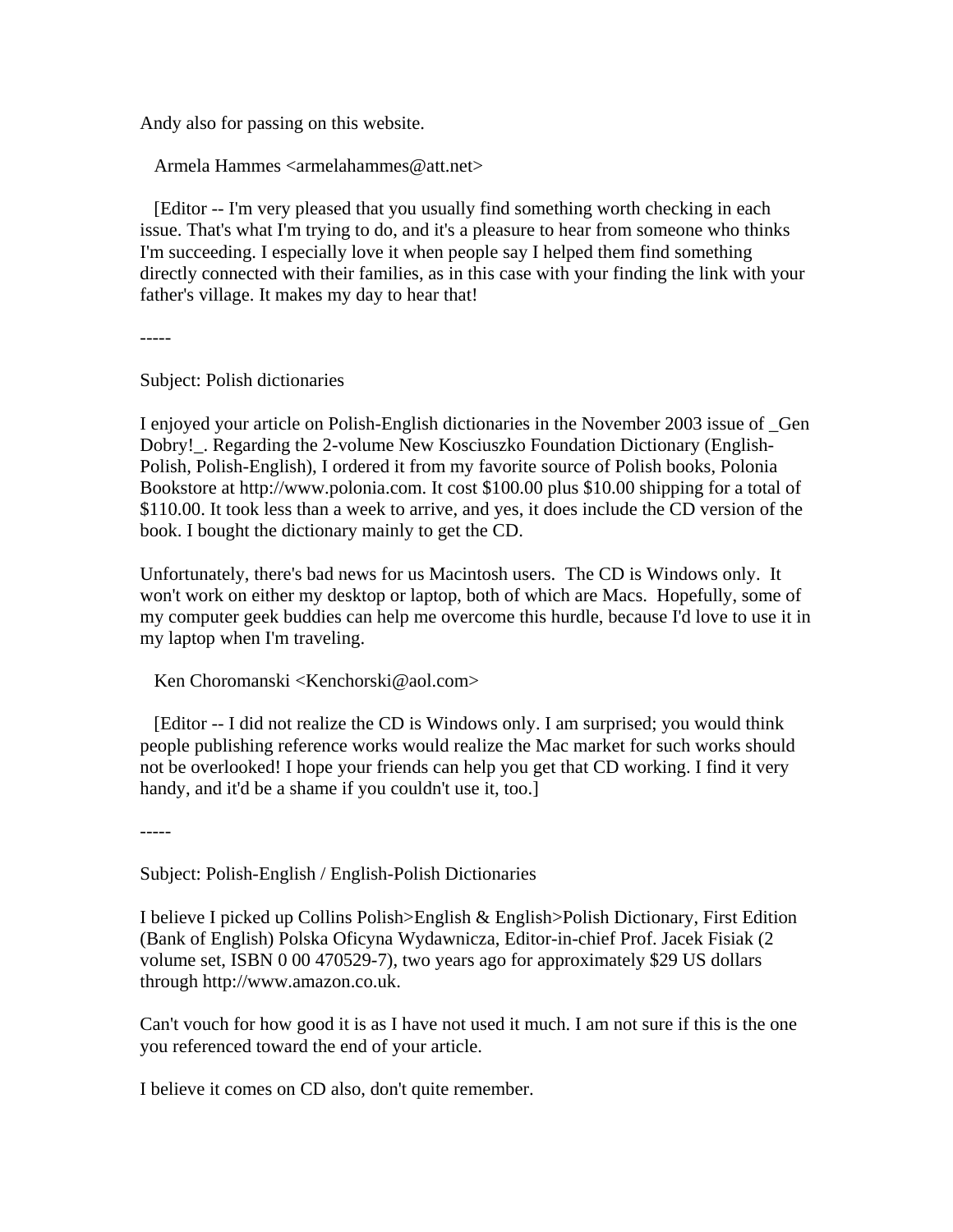Andy also for passing on this website.

Armela Hammes <armelahammes@att.net>

[Editor -- I'm very pleased that you usually find something worth checking in each issue. That's what I'm trying to do, and it's a pleasure to hear from someone who thinks I'm succeeding. I especially love it when people say I helped them find something directly connected with their families, as in this case with your finding the link with your father's village. It makes my day to hear that!

-----

Subject: Polish dictionaries

I enjoyed your article on Polish-English dictionaries in the November 2003 issue of _Gen Dobry!_. Regarding the 2-volume New Kosciuszko Foundation Dictionary (English-Polish, Polish-English), I ordered it from my favorite source of Polish books, Polonia Bookstore at http://www.polonia.com. It cost $100.00 plus $10.00 shipping for a total of $110.00. It took less than a week to arrive, and yes, it does include the CD version of the book. I bought the dictionary mainly to get the CD.

Unfortunately, there's bad news for us Macintosh users. The CD is Windows only. It won't work on either my desktop or laptop, both of which are Macs. Hopefully, some of my computer geek buddies can help me overcome this hurdle, because I'd love to use it in my laptop when I'm traveling.

Ken Choromanski <Kenchorski@aol.com>

[Editor -- I did not realize the CD is Windows only. I am surprised; you would think people publishing reference works would realize the Mac market for such works should not be overlooked! I hope your friends can help you get that CD working. I find it very handy, and it'd be a shame if you couldn't use it, too.]

-----

Subject: Polish-English / English-Polish Dictionaries

I believe I picked up Collins Polish>English & English>Polish Dictionary, First Edition (Bank of English) Polska Oficyna Wydawnicza, Editor-in-chief Prof. Jacek Fisiak (2 volume set, ISBN 0 00 470529-7), two years ago for approximately $29 US dollars through http://www.amazon.co.uk.

Can't vouch for how good it is as I have not used it much. I am not sure if this is the one you referenced toward the end of your article.

I believe it comes on CD also, don't quite remember.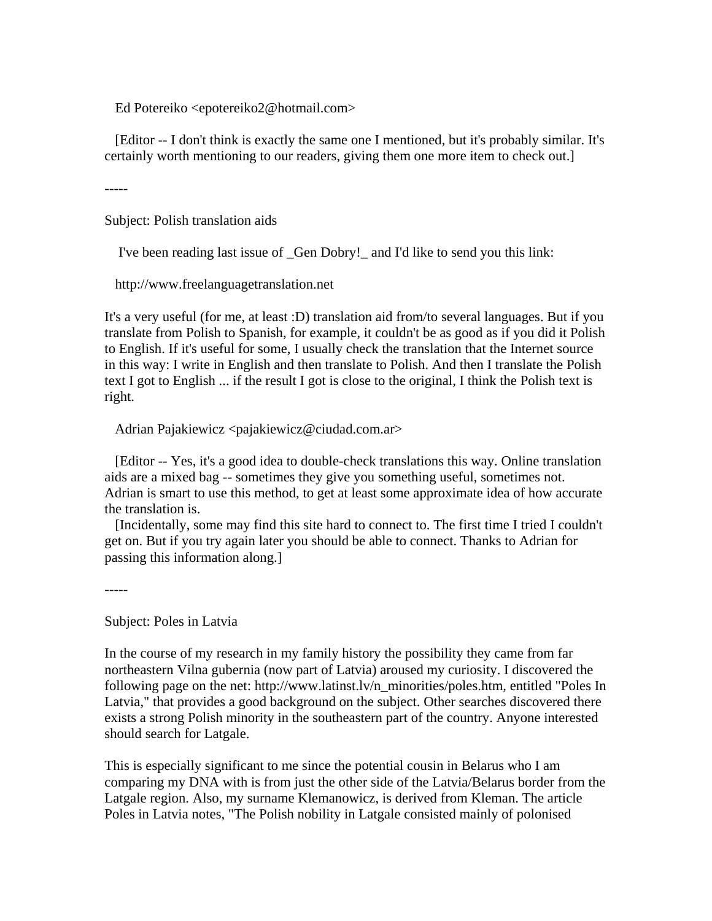Ed Potereiko <epotereiko2@hotmail.com>

[Editor -- I don't think is exactly the same one I mentioned, but it's probably similar. It's certainly worth mentioning to our readers, giving them one more item to check out.]

-----

Subject: Polish translation aids

I've been reading last issue of _Gen Dobry!_ and I'd like to send you this link:

http://www.freelanguagetranslation.net

It's a very useful (for me, at least :D) translation aid from/to several languages. But if you translate from Polish to Spanish, for example, it couldn't be as good as if you did it Polish to English. If it's useful for some, I usually check the translation that the Internet source in this way: I write in English and then translate to Polish. And then I translate the Polish text I got to English ... if the result I got is close to the original, I think the Polish text is right.

Adrian Pajakiewicz <pajakiewicz@ciudad.com.ar>

[Editor -- Yes, it's a good idea to double-check translations this way. Online translation aids are a mixed bag -- sometimes they give you something useful, sometimes not. Adrian is smart to use this method, to get at least some approximate idea of how accurate the translation is.

[Incidentally, some may find this site hard to connect to. The first time I tried I couldn't get on. But if you try again later you should be able to connect. Thanks to Adrian for passing this information along.]

-----

Subject: Poles in Latvia

In the course of my research in my family history the possibility they came from far northeastern Vilna gubernia (now part of Latvia) aroused my curiosity. I discovered the following page on the net: http://www.latinst.lv/n_minorities/poles.htm, entitled "Poles In Latvia," that provides a good background on the subject. Other searches discovered there exists a strong Polish minority in the southeastern part of the country. Anyone interested should search for Latgale.

This is especially significant to me since the potential cousin in Belarus who I am comparing my DNA with is from just the other side of the Latvia/Belarus border from the Latgale region. Also, my surname Klemanowicz, is derived from Kleman. The article Poles in Latvia notes, "The Polish nobility in Latgale consisted mainly of polonised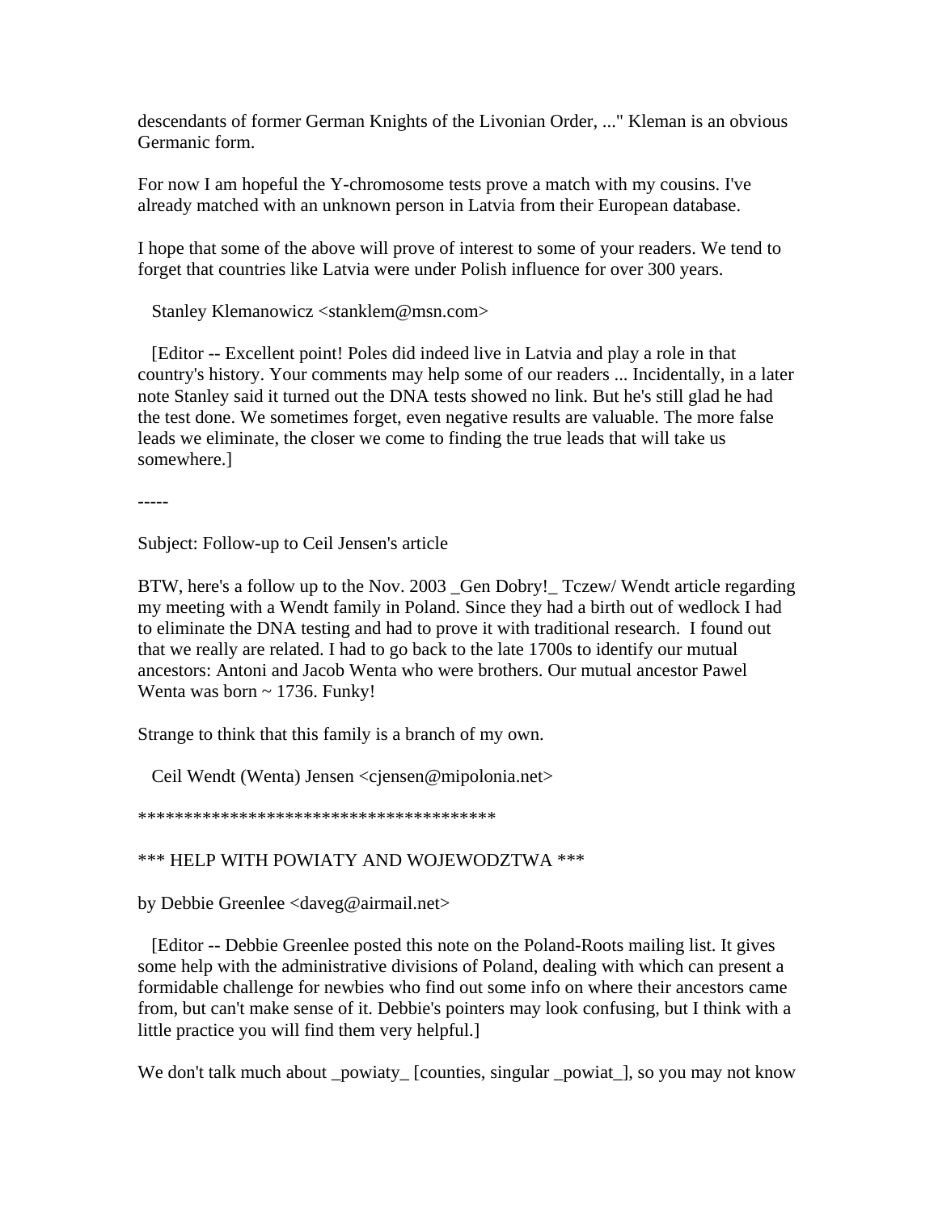descendants of former German Knights of the Livonian Order, ..." Kleman is an obvious Germanic form.

For now I am hopeful the Y-chromosome tests prove a match with my cousins. I've already matched with an unknown person in Latvia from their European database.

I hope that some of the above will prove of interest to some of your readers. We tend to forget that countries like Latvia were under Polish influence for over 300 years.

Stanley Klemanowicz <stanklem@msn.com>

[Editor -- Excellent point! Poles did indeed live in Latvia and play a role in that country's history. Your comments may help some of our readers ... Incidentally, in a later note Stanley said it turned out the DNA tests showed no link. But he's still glad he had the test done. We sometimes forget, even negative results are valuable. The more false leads we eliminate, the closer we come to finding the true leads that will take us somewhere.]

-----

Subject: Follow-up to Ceil Jensen's article

BTW, here's a follow up to the Nov. 2003 _Gen Dobry!_ Tczew/ Wendt article regarding my meeting with a Wendt family in Poland. Since they had a birth out of wedlock I had to eliminate the DNA testing and had to prove it with traditional research. I found out that we really are related. I had to go back to the late 1700s to identify our mutual ancestors: Antoni and Jacob Wenta who were brothers. Our mutual ancestor Pawel Wenta was born ~ 1736. Funky!

Strange to think that this family is a branch of my own.

Ceil Wendt (Wenta) Jensen <cjensen@mipolonia.net>

***************************************

*** HELP WITH POWIATY AND WOJEWODZTWA ***

by Debbie Greenlee <daveg@airmail.net>

[Editor -- Debbie Greenlee posted this note on the Poland-Roots mailing list. It gives some help with the administrative divisions of Poland, dealing with which can present a formidable challenge for newbies who find out some info on where their ancestors came from, but can't make sense of it. Debbie's pointers may look confusing, but I think with a little practice you will find them very helpful.]

We don't talk much about _powiaty_ [counties, singular _powiat_], so you may not know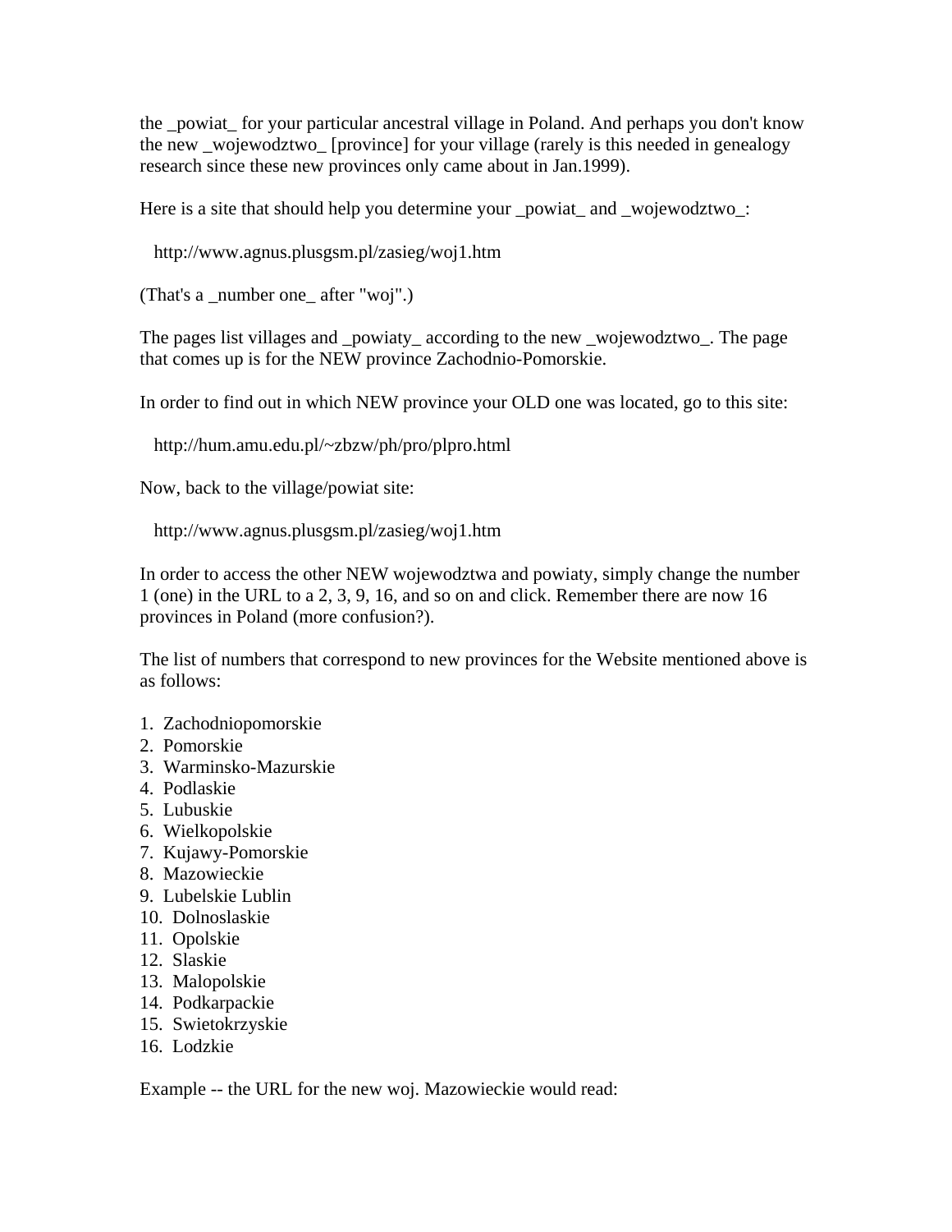the _powiat_ for your particular ancestral village in Poland. And perhaps you don't know the new _wojewodztwo_ [province] for your village (rarely is this needed in genealogy research since these new provinces only came about in Jan.1999).

Here is a site that should help you determine your _powiat_ and _wojewodztwo_:

http://www.agnus.plusgsm.pl/zasieg/woj1.htm

(That's a _number one_ after "woj".)

The pages list villages and _powiaty_ according to the new _wojewodztwo_. The page that comes up is for the NEW province Zachodnio-Pomorskie.

In order to find out in which NEW province your OLD one was located, go to this site:

http://hum.amu.edu.pl/~zbzw/ph/pro/plpro.html

Now, back to the village/powiat site:

http://www.agnus.plusgsm.pl/zasieg/woj1.htm

In order to access the other NEW wojewodztwa and powiaty, simply change the number 1 (one) in the URL to a 2, 3, 9, 16, and so on and click. Remember there are now 16 provinces in Poland (more confusion?).

The list of numbers that correspond to new provinces for the Website mentioned above is as follows:

1. Zachodniopomorskie
2. Pomorskie
3. Warminsko-Mazurskie
4. Podlaskie
5. Lubuskie
6. Wielkopolskie
7. Kujawy-Pomorskie
8. Mazowieckie
9. Lubelskie Lublin
10. Dolnoslaskie
11. Opolskie
12. Slaskie
13. Malopolskie
14. Podkarpackie
15. Swietokrzyskie
16. Lodzkie

Example -- the URL for the new woj. Mazowieckie would read: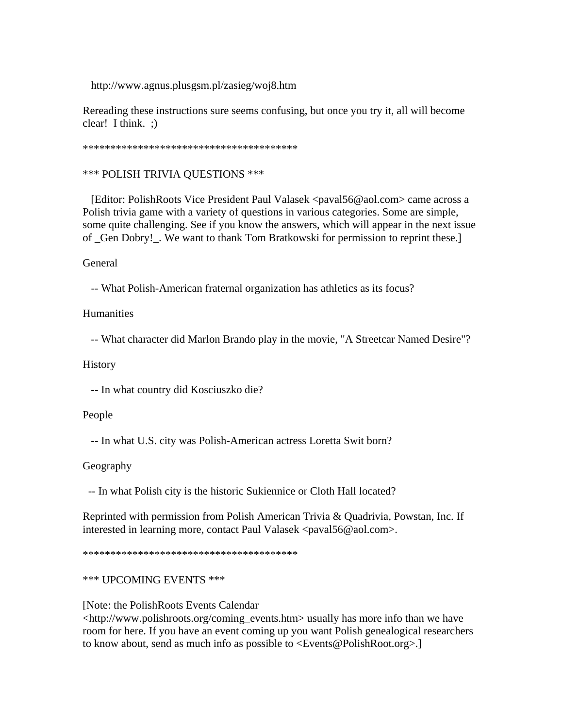http://www.agnus.plusgsm.pl/zasieg/woj8.htm

Rereading these instructions sure seems confusing, but once you try it, all will become clear!  I think.  ;)

****************************************

*** POLISH TRIVIA QUESTIONS ***

[Editor: PolishRoots Vice President Paul Valasek <paval56@aol.com> came across a Polish trivia game with a variety of questions in various categories. Some are simple, some quite challenging. See if you know the answers, which will appear in the next issue of _Gen Dobry!_. We want to thank Tom Bratkowski for permission to reprint these.]

General

-- What Polish-American fraternal organization has athletics as its focus?

Humanities

-- What character did Marlon Brando play in the movie, "A Streetcar Named Desire"?

History

-- In what country did Kosciuszko die?

People

-- In what U.S. city was Polish-American actress Loretta Swit born?

Geography

-- In what Polish city is the historic Sukiennice or Cloth Hall located?

Reprinted with permission from Polish American Trivia & Quadrivia, Powstan, Inc. If interested in learning more, contact Paul Valasek <paval56@aol.com>.

****************************************

*** UPCOMING EVENTS ***

[Note: the PolishRoots Events Calendar <http://www.polishroots.org/coming_events.htm> usually has more info than we have room for here. If you have an event coming up you want Polish genealogical researchers to know about, send as much info as possible to <Events@PolishRoot.org>.]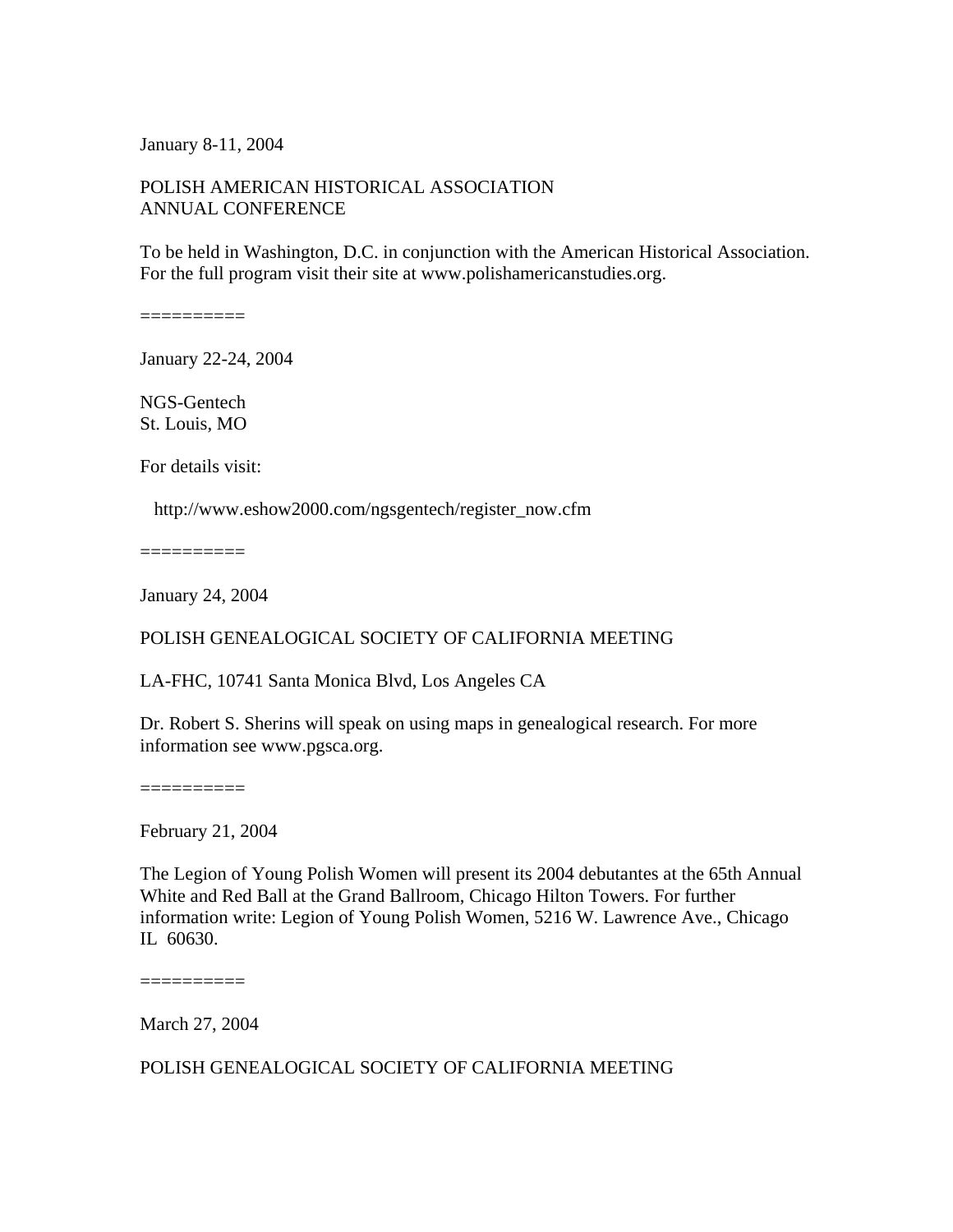January 8-11, 2004

POLISH AMERICAN HISTORICAL ASSOCIATION
ANNUAL CONFERENCE

To be held in Washington, D.C. in conjunction with the American Historical Association. For the full program visit their site at www.polishamericanstudies.org.

==========

January 22-24, 2004

NGS-Gentech
St. Louis, MO

For details visit:

http://www.eshow2000.com/ngsgentech/register_now.cfm

==========

January 24, 2004

POLISH GENEALOGICAL SOCIETY OF CALIFORNIA MEETING

LA-FHC, 10741 Santa Monica Blvd, Los Angeles CA

Dr. Robert S. Sherins will speak on using maps in genealogical research. For more information see www.pgsca.org.

==========

February 21, 2004

The Legion of Young Polish Women will present its 2004 debutantes at the 65th Annual White and Red Ball at the Grand Ballroom, Chicago Hilton Towers. For further information write: Legion of Young Polish Women, 5216 W. Lawrence Ave., Chicago IL 60630.

==========

March 27, 2004

POLISH GENEALOGICAL SOCIETY OF CALIFORNIA MEETING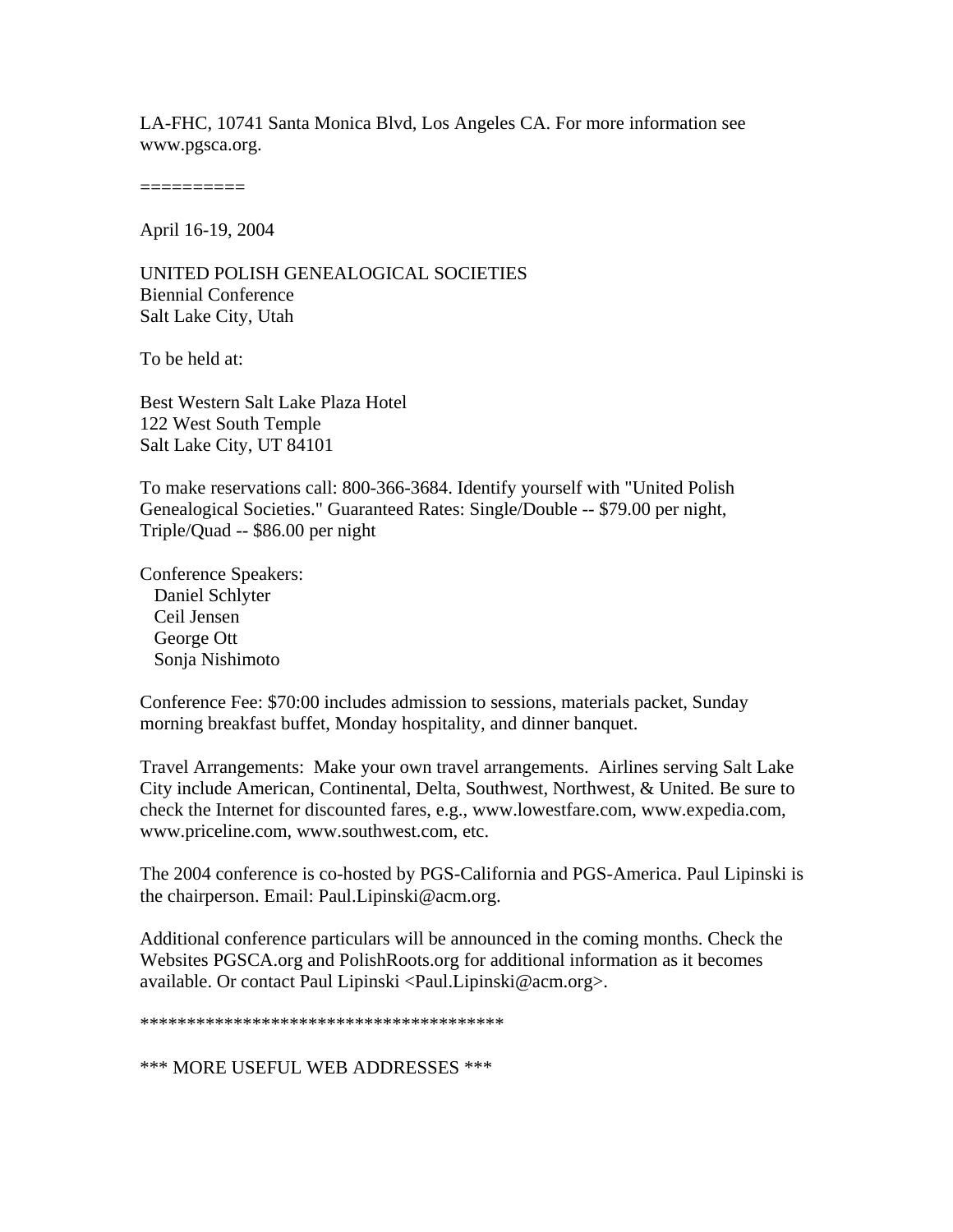LA-FHC, 10741 Santa Monica Blvd, Los Angeles CA. For more information see www.pgsca.org.

==========

April 16-19, 2004

UNITED POLISH GENEALOGICAL SOCIETIES
Biennial Conference
Salt Lake City, Utah

To be held at:

Best Western Salt Lake Plaza Hotel
122 West South Temple
Salt Lake City, UT 84101

To make reservations call: 800-366-3684. Identify yourself with "United Polish Genealogical Societies." Guaranteed Rates: Single/Double -- $79.00 per night, Triple/Quad -- $86.00 per night

Conference Speakers:
  Daniel Schlyter
  Ceil Jensen
  George Ott
  Sonja Nishimoto

Conference Fee: $70:00 includes admission to sessions, materials packet, Sunday morning breakfast buffet, Monday hospitality, and dinner banquet.

Travel Arrangements: Make your own travel arrangements. Airlines serving Salt Lake City include American, Continental, Delta, Southwest, Northwest, & United. Be sure to check the Internet for discounted fares, e.g., www.lowestfare.com, www.expedia.com, www.priceline.com, www.southwest.com, etc.

The 2004 conference is co-hosted by PGS-California and PGS-America. Paul Lipinski is the chairperson. Email: Paul.Lipinski@acm.org.

Additional conference particulars will be announced in the coming months. Check the Websites PGSCA.org and PolishRoots.org for additional information as it becomes available. Or contact Paul Lipinski <Paul.Lipinski@acm.org>.

****************************************

*** MORE USEFUL WEB ADDRESSES ***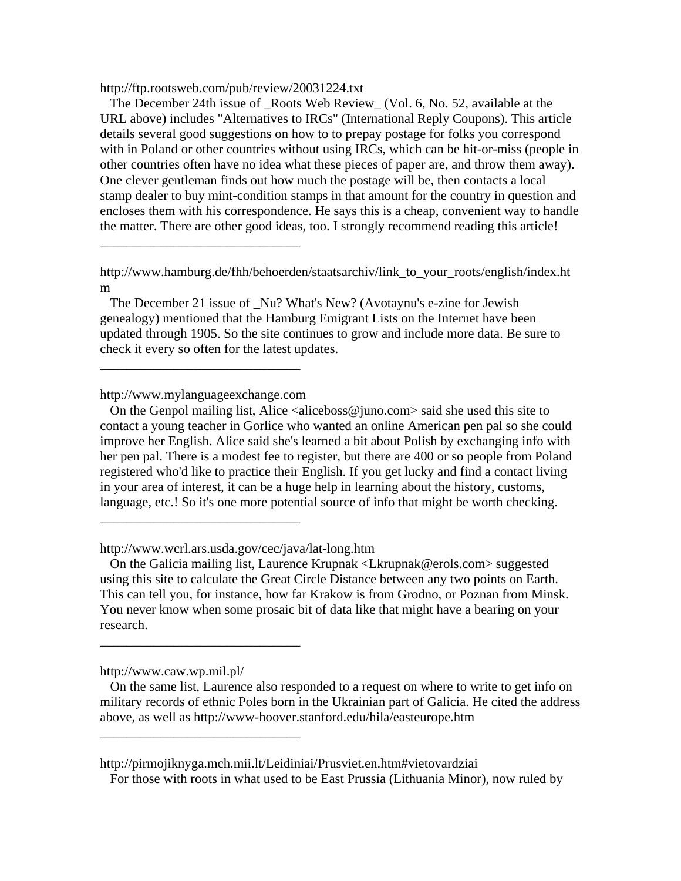http://ftp.rootsweb.com/pub/review/20031224.txt

The December 24th issue of _Roots Web Review_ (Vol. 6, No. 52, available at the URL above) includes "Alternatives to IRCs" (International Reply Coupons). This article details several good suggestions on how to to prepay postage for folks you correspond with in Poland or other countries without using IRCs, which can be hit-or-miss (people in other countries often have no idea what these pieces of paper are, and throw them away). One clever gentleman finds out how much the postage will be, then contacts a local stamp dealer to buy mint-condition stamps in that amount for the country in question and encloses them with his correspondence. He says this is a cheap, convenient way to handle the matter. There are other good ideas, too. I strongly recommend reading this article!

______________________________

http://www.hamburg.de/fhh/behoerden/staatsarchiv/link_to_your_roots/english/index.htm

The December 21 issue of _Nu? What's New? (Avotaynu's e-zine for Jewish genealogy) mentioned that the Hamburg Emigrant Lists on the Internet have been updated through 1905. So the site continues to grow and include more data. Be sure to check it every so often for the latest updates.

______________________________

http://www.mylanguageexchange.com

On the Genpol mailing list, Alice <aliceboss@juno.com> said she used this site to contact a young teacher in Gorlice who wanted an online American pen pal so she could improve her English. Alice said she's learned a bit about Polish by exchanging info with her pen pal. There is a modest fee to register, but there are 400 or so people from Poland registered who'd like to practice their English. If you get lucky and find a contact living in your area of interest, it can be a huge help in learning about the history, customs, language, etc.! So it's one more potential source of info that might be worth checking.

______________________________

http://www.wcrl.ars.usda.gov/cec/java/lat-long.htm

On the Galicia mailing list, Laurence Krupnak <Lkrupnak@erols.com> suggested using this site to calculate the Great Circle Distance between any two points on Earth. This can tell you, for instance, how far Krakow is from Grodno, or Poznan from Minsk. You never know when some prosaic bit of data like that might have a bearing on your research.

______________________________

http://www.caw.wp.mil.pl/

On the same list, Laurence also responded to a request on where to write to get info on military records of ethnic Poles born in the Ukrainian part of Galicia. He cited the address above, as well as http://www-hoover.stanford.edu/hila/easteurope.htm

______________________________

http://pirmojiknyga.mch.mii.lt/Leidiniai/Prusviet.en.htm#vietovardziai

For those with roots in what used to be East Prussia (Lithuania Minor), now ruled by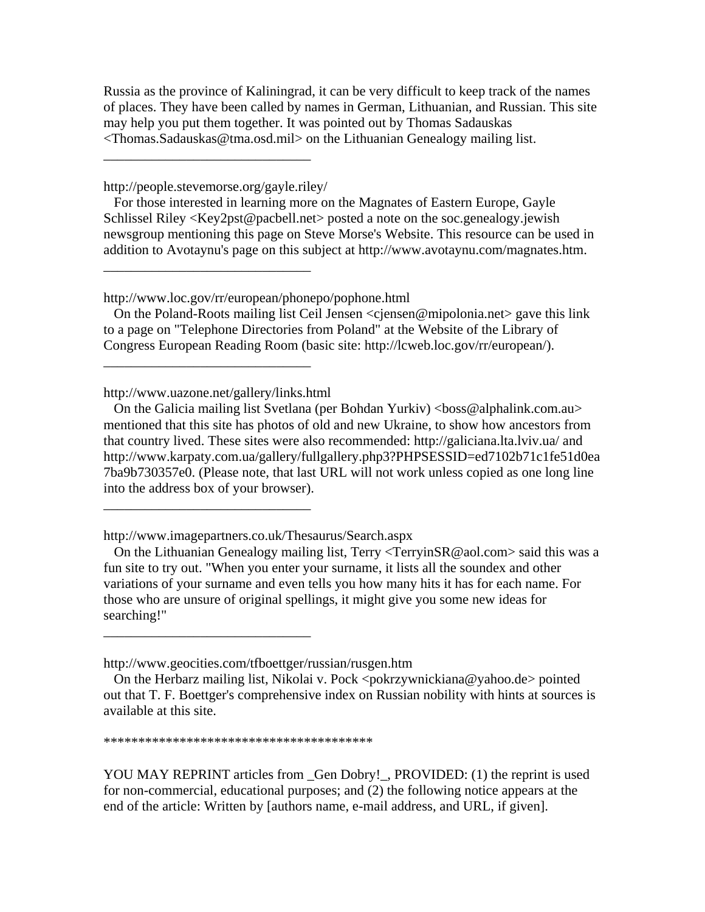Russia as the province of Kaliningrad, it can be very difficult to keep track of the names of places. They have been called by names in German, Lithuanian, and Russian. This site may help you put them together. It was pointed out by Thomas Sadauskas <Thomas.Sadauskas@tma.osd.mil> on the Lithuanian Genealogy mailing list.

______________________________

http://people.stevemorse.org/gayle.riley/

For those interested in learning more on the Magnates of Eastern Europe, Gayle Schlissel Riley <Key2pst@pacbell.net> posted a note on the soc.genealogy.jewish newsgroup mentioning this page on Steve Morse's Website. This resource can be used in addition to Avotaynu's page on this subject at http://www.avotaynu.com/magnates.htm.

______________________________

http://www.loc.gov/rr/european/phonepo/pophone.html

On the Poland-Roots mailing list Ceil Jensen <cjensen@mipolonia.net> gave this link to a page on "Telephone Directories from Poland" at the Website of the Library of Congress European Reading Room (basic site: http://lcweb.loc.gov/rr/european/).

______________________________

http://www.uazone.net/gallery/links.html

On the Galicia mailing list Svetlana (per Bohdan Yurkiv) <boss@alphalink.com.au> mentioned that this site has photos of old and new Ukraine, to show how ancestors from that country lived. These sites were also recommended: http://galiciana.lta.lviv.ua/ and http://www.karpaty.com.ua/gallery/fullgallery.php3?PHPSESSID=ed7102b71c1fe51d0ea7ba9b730357e0. (Please note, that last URL will not work unless copied as one long line into the address box of your browser).

______________________________

http://www.imagepartners.co.uk/Thesaurus/Search.aspx

On the Lithuanian Genealogy mailing list, Terry <TerryinSR@aol.com> said this was a fun site to try out. "When you enter your surname, it lists all the soundex and other variations of your surname and even tells you how many hits it has for each name. For those who are unsure of original spellings, it might give you some new ideas for searching!"

______________________________

http://www.geocities.com/tfboettger/russian/rusgen.htm

On the Herbarz mailing list, Nikolai v. Pock <pokrzywnickiana@yahoo.de> pointed out that T. F. Boettger's comprehensive index on Russian nobility with hints at sources is available at this site.

***************************************

YOU MAY REPRINT articles from _Gen Dobry!_, PROVIDED: (1) the reprint is used for non-commercial, educational purposes; and (2) the following notice appears at the end of the article: Written by [authors name, e-mail address, and URL, if given].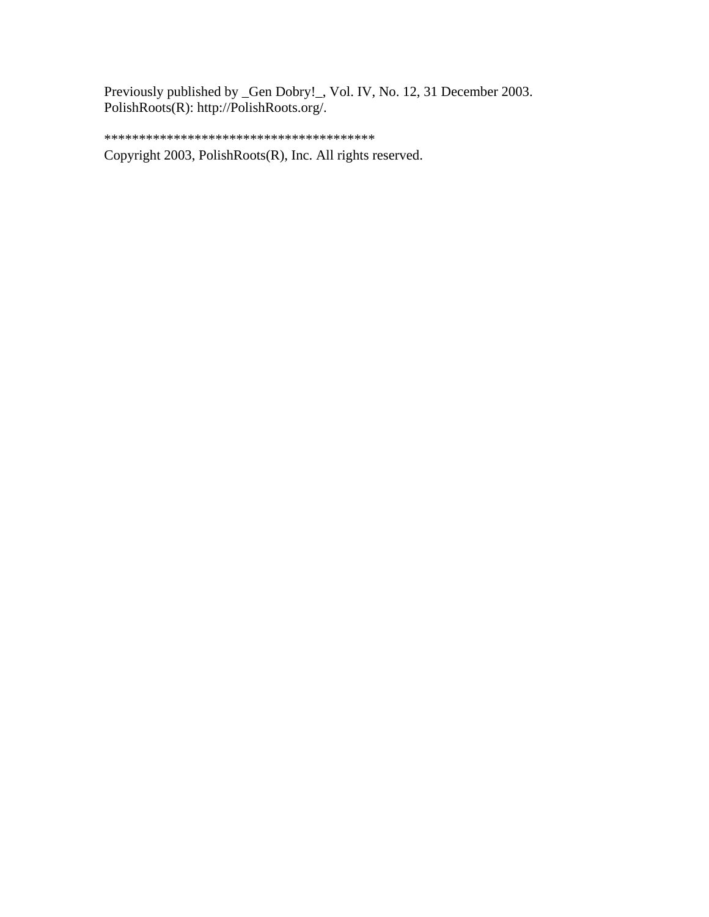Previously published by _Gen Dobry!_, Vol. IV, No. 12, 31 December 2003.
PolishRoots(R): http://PolishRoots.org/.

**************************************
Copyright 2003, PolishRoots(R), Inc. All rights reserved.